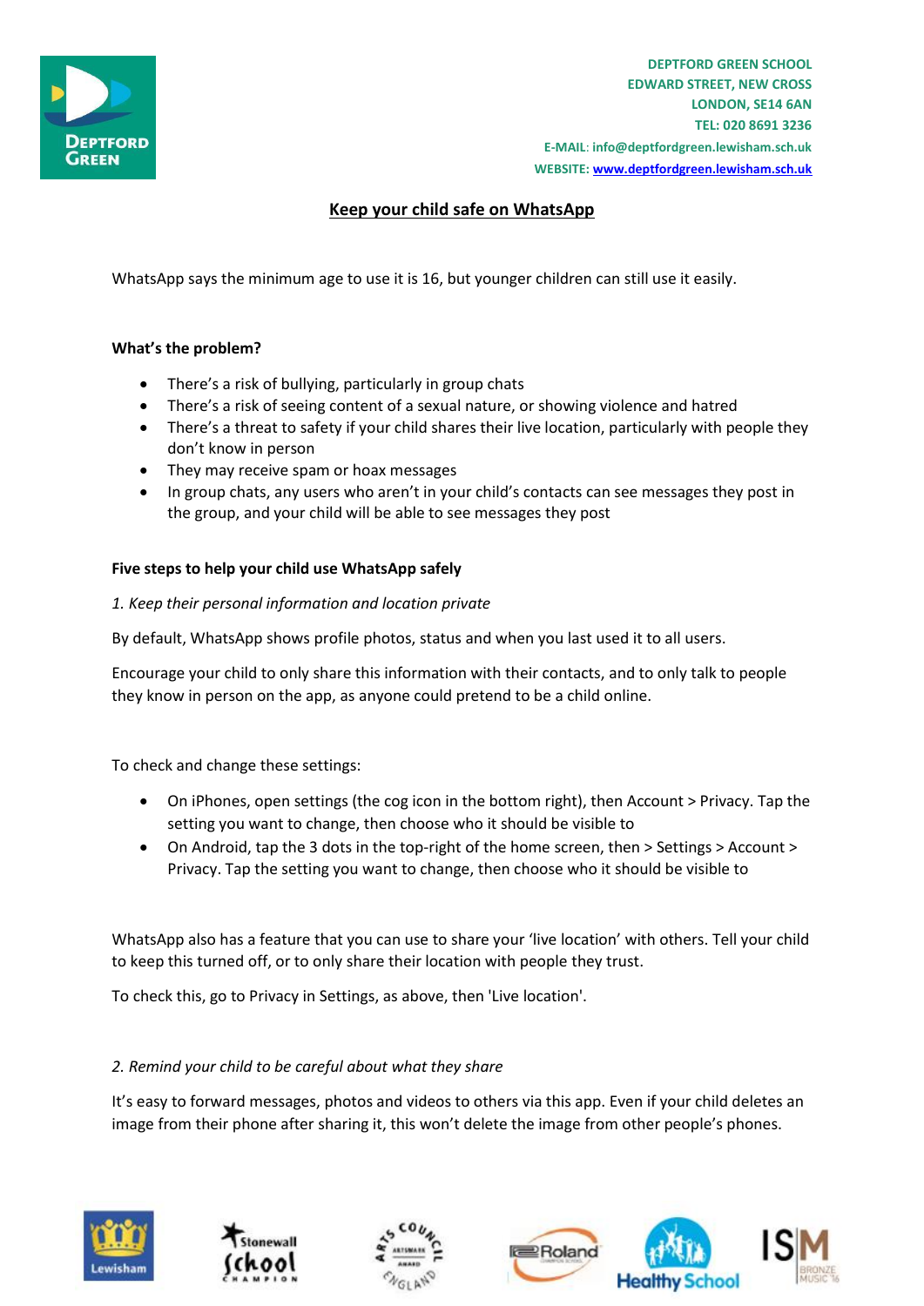DEPTFORD GREEN SCHOOL
EDWARD STREET, NEW CROSS
LONDON, SE14 6AN
TEL: 020 8691 3236
E-MAIL: info@deptfordgreen.lewisham.sch.uk
WEBSITE: www.deptfordgreen.lewisham.sch.uk

# Keep your child safe on WhatsApp

WhatsApp says the minimum age to use it is 16, but younger children can still use it easily.

**What's the problem?**

- There's a risk of bullying, particularly in group chats
- There's a risk of seeing content of a sexual nature, or showing violence and hatred
- There's a threat to safety if your child shares their live location, particularly with people they don't know in person
- They may receive spam or hoax messages
- In group chats, any users who aren't in your child's contacts can see messages they post in the group, and your child will be able to see messages they post

**Five steps to help your child use WhatsApp safely**

*1. Keep their personal information and location private*

By default, WhatsApp shows profile photos, status and when you last used it to all users.

Encourage your child to only share this information with their contacts, and to only talk to people they know in person on the app, as anyone could pretend to be a child online.

To check and change these settings:

- On iPhones, open settings (the cog icon in the bottom right), then Account > Privacy. Tap the setting you want to change, then choose who it should be visible to
- On Android, tap the 3 dots in the top-right of the home screen, then > Settings > Account > Privacy. Tap the setting you want to change, then choose who it should be visible to

WhatsApp also has a feature that you can use to share your 'live location' with others. Tell your child to keep this turned off, or to only share their location with people they trust.

To check this, go to Privacy in Settings, as above, then 'Live location'.

*2. Remind your child to be careful about what they share*

It's easy to forward messages, photos and videos to others via this app. Even if your child deletes an image from their phone after sharing it, this won't delete the image from other people's phones.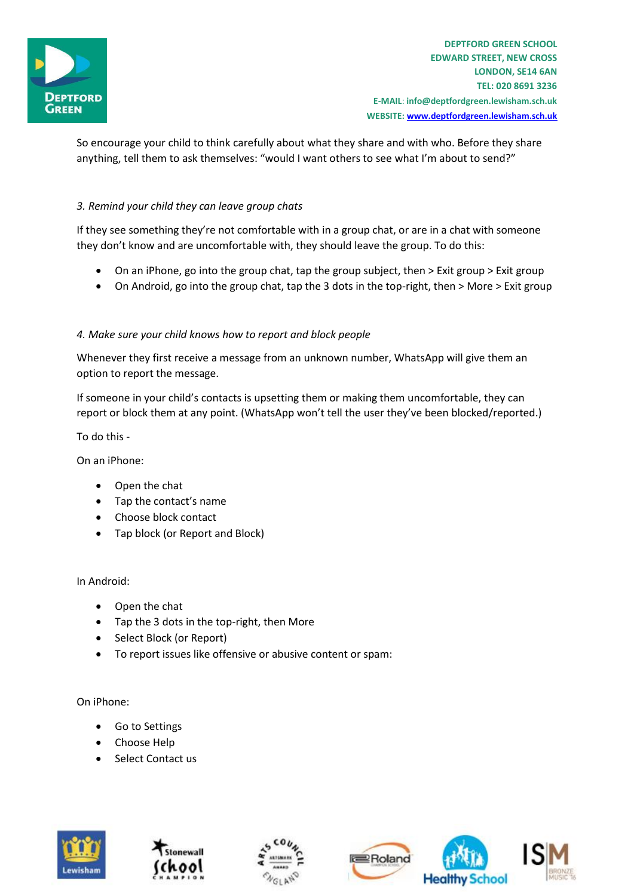So encourage your child to think carefully about what they share and with who. Before they share anything, tell them to ask themselves: “would I want others to see what I’m about to send?”

*3. Remind your child they can leave group chats*

If they see something they’re not comfortable with in a group chat, or are in a chat with someone they don’t know and are uncomfortable with, they should leave the group. To do this:

- On an iPhone, go into the group chat, tap the group subject, then > Exit group > Exit group
- On Android, go into the group chat, tap the 3 dots in the top-right, then > More > Exit group

*4. Make sure your child knows how to report and block people*

Whenever they first receive a message from an unknown number, WhatsApp will give them an option to report the message.

If someone in your child’s contacts is upsetting them or making them uncomfortable, they can report or block them at any point. (WhatsApp won’t tell the user they’ve been blocked/reported.)

To do this -

On an iPhone:

- Open the chat
- Tap the contact’s name
- Choose block contact
- Tap block (or Report and Block)

In Android:

- Open the chat
- Tap the 3 dots in the top-right, then More
- Select Block (or Report)
- To report issues like offensive or abusive content or spam:

On iPhone:

- Go to Settings
- Choose Help
- Select Contact us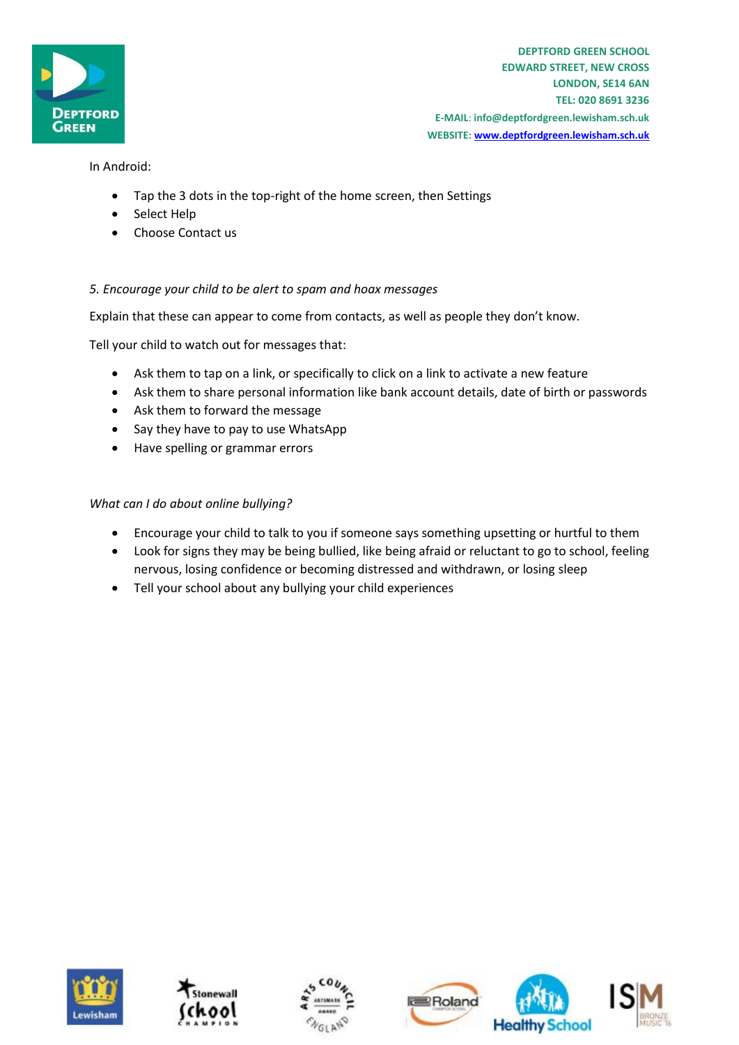In Android:

- Tap the 3 dots in the top-right of the home screen, then Settings
- Select Help
- Choose Contact us

*5. Encourage your child to be alert to spam and hoax messages*

Explain that these can appear to come from contacts, as well as people they don't know.

Tell your child to watch out for messages that:

- Ask them to tap on a link, or specifically to click on a link to activate a new feature
- Ask them to share personal information like bank account details, date of birth or passwords
- Ask them to forward the message
- Say they have to pay to use WhatsApp
- Have spelling or grammar errors

*What can I do about online bullying?*

- Encourage your child to talk to you if someone says something upsetting or hurtful to them
- Look for signs they may be being bullied, like being afraid or reluctant to go to school, feeling nervous, losing confidence or becoming distressed and withdrawn, or losing sleep
- Tell your school about any bullying your child experiences